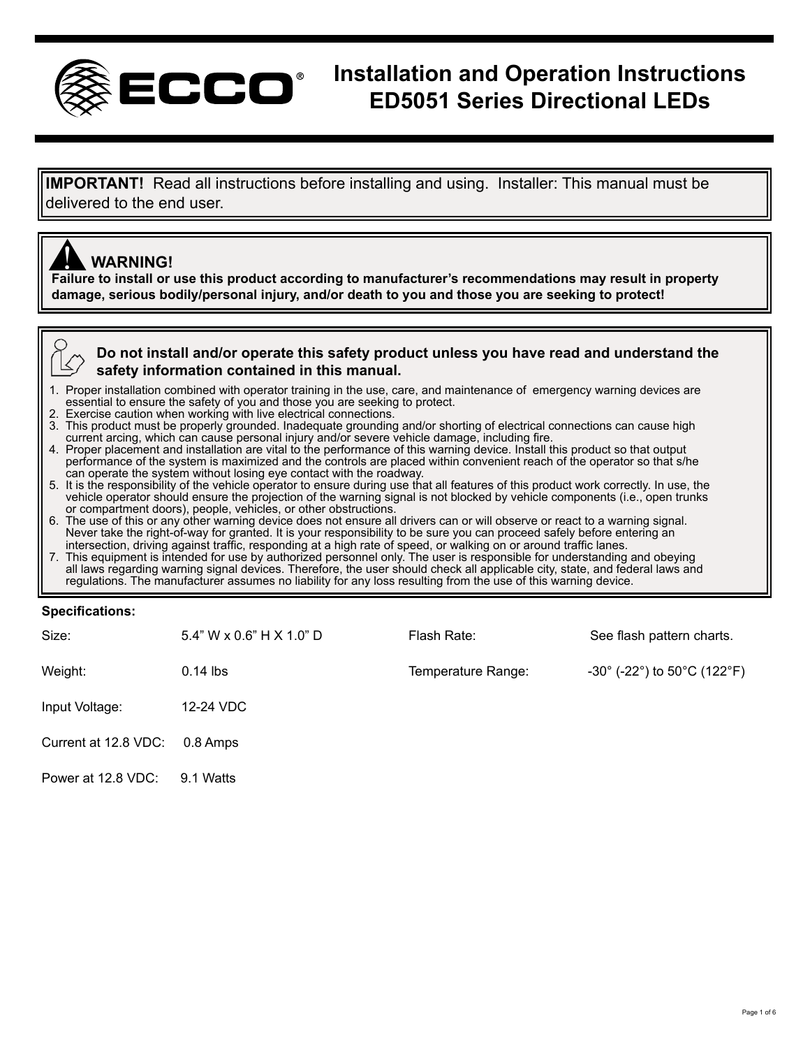# Installation and Operation Instructions
# ED5051 Series Directional LEDs

**IMPORTANT!** Read all instructions before installing and using. Installer: This manual must be delivered to the end user.

**WARNING!**
**Failure to install or use this product according to manufacturer's recommendations may result in property damage, serious bodily/personal injury, and/or death to you and those you are seeking to protect!**

**Do not install and/or operate this safety product unless you have read and understand the safety information contained in this manual.**

1. Proper installation combined with operator training in the use, care, and maintenance of emergency warning devices are essential to ensure the safety of you and those you are seeking to protect.
2. Exercise caution when working with live electrical connections.
3. This product must be properly grounded. Inadequate grounding and/or shorting of electrical connections can cause high current arcing, which can cause personal injury and/or severe vehicle damage, including fire.
4. Proper placement and installation are vital to the performance of this warning device. Install this product so that output performance of the system is maximized and the controls are placed within convenient reach of the operator so that s/he can operate the system without losing eye contact with the roadway.
5. It is the responsibility of the vehicle operator to ensure during use that all features of this product work correctly. In use, the vehicle operator should ensure the projection of the warning signal is not blocked by vehicle components (i.e., open trunks or compartment doors), people, vehicles, or other obstructions.
6. The use of this or any other warning device does not ensure all drivers can or will observe or react to a warning signal. Never take the right-of-way for granted. It is your responsibility to be sure you can proceed safely before entering an intersection, driving against traffic, responding at a high rate of speed, or walking on or around traffic lanes.
7. This equipment is intended for use by authorized personnel only. The user is responsible for understanding and obeying all laws regarding warning signal devices. Therefore, the user should check all applicable city, state, and federal laws and regulations. The manufacturer assumes no liability for any loss resulting from the use of this warning device.

**Specifications:**

| | | | |
|---|---|---|---|
| Size: | 5.4" W x 0.6" H X 1.0" D | Flash Rate: | See flash pattern charts. |
| Weight: | 0.14 lbs | Temperature Range: | -30° (-22°) to 50°C (122°F) |
| Input Voltage: | 12-24 VDC | | |
| Current at 12.8 VDC: | 0.8 Amps | | |
| Power at 12.8 VDC: | 9.1 Watts | | |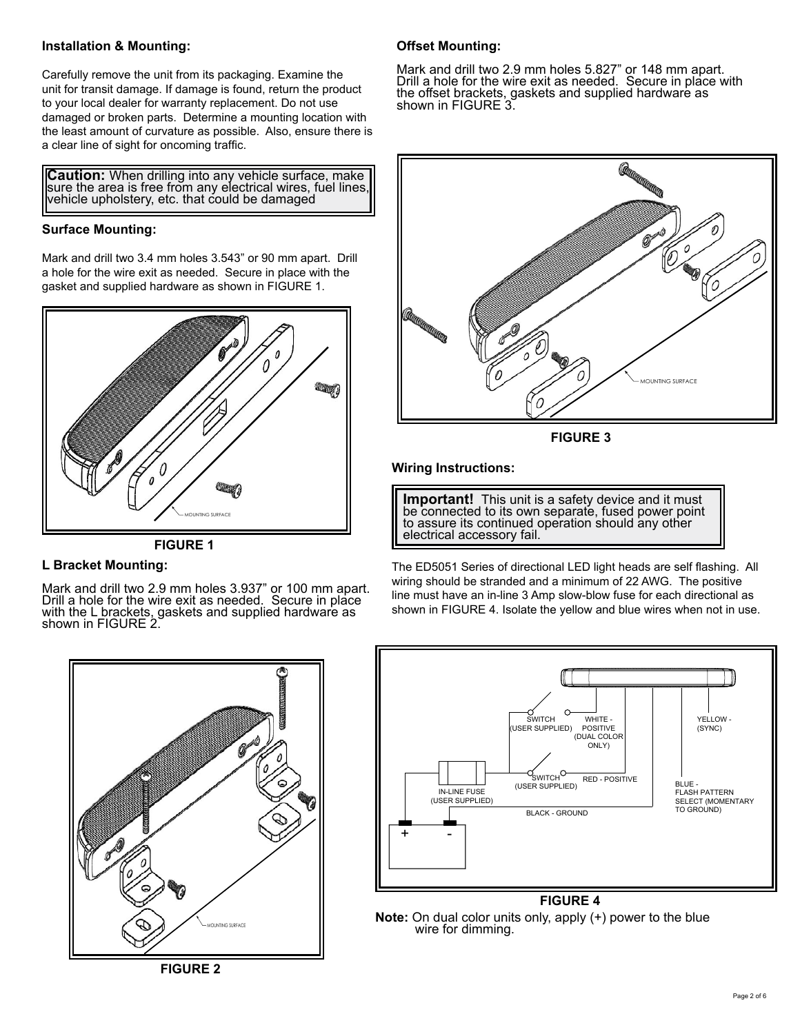### Installation & Mounting:

Carefully remove the unit from its packaging. Examine the unit for transit damage. If damage is found, return the product to your local dealer for warranty replacement. Do not use damaged or broken parts. Determine a mounting location with the least amount of curvature as possible. Also, ensure there is a clear line of sight for oncoming traffic.

> **Caution:** When drilling into any vehicle surface, make sure the area is free from any electrical wires, fuel lines, vehicle upholstery, etc. that could be damaged

### Surface Mounting:

Mark and drill two 3.4 mm holes 3.543" or 90 mm apart. Drill a hole for the wire exit as needed. Secure in place with the gasket and supplied hardware as shown in FIGURE 1.

MOUNTING SURFACE

**FIGURE 1**

### L Bracket Mounting:

Mark and drill two 2.9 mm holes 3.937" or 100 mm apart. Drill a hole for the wire exit as needed. Secure in place with the L brackets, gaskets and supplied hardware as shown in FIGURE 2.

MOUNTING SURFACE

**FIGURE 2**

### Offset Mounting:

Mark and drill two 2.9 mm holes 5.827" or 148 mm apart. Drill a hole for the wire exit as needed. Secure in place with the offset brackets, gaskets and supplied hardware as shown in FIGURE 3.

MOUNTING SURFACE

**FIGURE 3**

### Wiring Instructions:

> **Important!** This unit is a safety device and it must be connected to its own separate, fused power point to assure its continued operation should any other electrical accessory fail.

The ED5051 Series of directional LED light heads are self flashing. All wiring should be stranded and a minimum of 22 AWG. The positive line must have an in-line 3 Amp slow-blow fuse for each directional as shown in FIGURE 4. Isolate the yellow and blue wires when not in use.

SWITCH (USER SUPPLIED) | WHITE - POSITIVE (DUAL COLOR ONLY) | YELLOW - (SYNC) | SWITCH (USER SUPPLIED) | RED - POSITIVE | IN-LINE FUSE (USER SUPPLIED) | BLUE - FLASH PATTERN SELECT (MOMENTARY TO GROUND) | BLACK - GROUND | + | -

**FIGURE 4**

**Note:** On dual color units only, apply (+) power to the blue wire for dimming.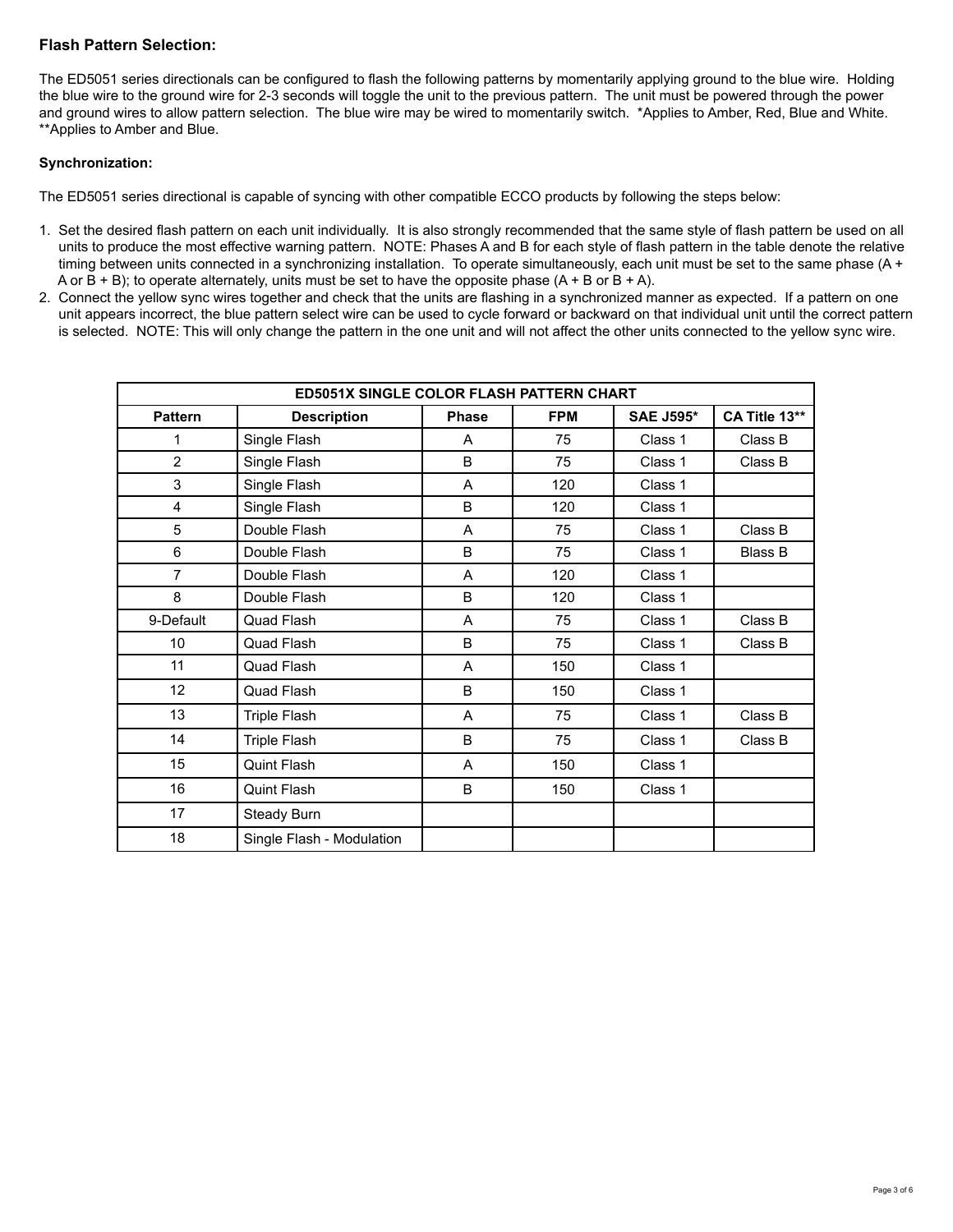**Flash Pattern Selection:**

The ED5051 series directionals can be configured to flash the following patterns by momentarily applying ground to the blue wire. Holding the blue wire to the ground wire for 2-3 seconds will toggle the unit to the previous pattern. The unit must be powered through the power and ground wires to allow pattern selection. The blue wire may be wired to momentarily switch. *Applies to Amber, Red, Blue and White. **Applies to Amber and Blue.

**Synchronization:**

The ED5051 series directional is capable of syncing with other compatible ECCO products by following the steps below:

1. Set the desired flash pattern on each unit individually. It is also strongly recommended that the same style of flash pattern be used on all units to produce the most effective warning pattern. NOTE: Phases A and B for each style of flash pattern in the table denote the relative timing between units connected in a synchronizing installation. To operate simultaneously, each unit must be set to the same phase (A + A or B + B); to operate alternately, units must be set to have the opposite phase (A + B or B + A).
2. Connect the yellow sync wires together and check that the units are flashing in a synchronized manner as expected. If a pattern on one unit appears incorrect, the blue pattern select wire can be used to cycle forward or backward on that individual unit until the correct pattern is selected. NOTE: This will only change the pattern in the one unit and will not affect the other units connected to the yellow sync wire.

| ED5051X SINGLE COLOR FLASH PATTERN CHART | | | | | |
|---|---|---|---|---|---|
| **Pattern** | **Description** | **Phase** | **FPM** | **SAE J595*** | **CA Title 13**** |
| 1 | Single Flash | A | 75 | Class 1 | Class B |
| 2 | Single Flash | B | 75 | Class 1 | Class B |
| 3 | Single Flash | A | 120 | Class 1 | |
| 4 | Single Flash | B | 120 | Class 1 | |
| 5 | Double Flash | A | 75 | Class 1 | Class B |
| 6 | Double Flash | B | 75 | Class 1 | Blass B |
| 7 | Double Flash | A | 120 | Class 1 | |
| 8 | Double Flash | B | 120 | Class 1 | |
| 9-Default | Quad Flash | A | 75 | Class 1 | Class B |
| 10 | Quad Flash | B | 75 | Class 1 | Class B |
| 11 | Quad Flash | A | 150 | Class 1 | |
| 12 | Quad Flash | B | 150 | Class 1 | |
| 13 | Triple Flash | A | 75 | Class 1 | Class B |
| 14 | Triple Flash | B | 75 | Class 1 | Class B |
| 15 | Quint Flash | A | 150 | Class 1 | |
| 16 | Quint Flash | B | 150 | Class 1 | |
| 17 | Steady Burn | | | | |
| 18 | Single Flash - Modulation | | | | |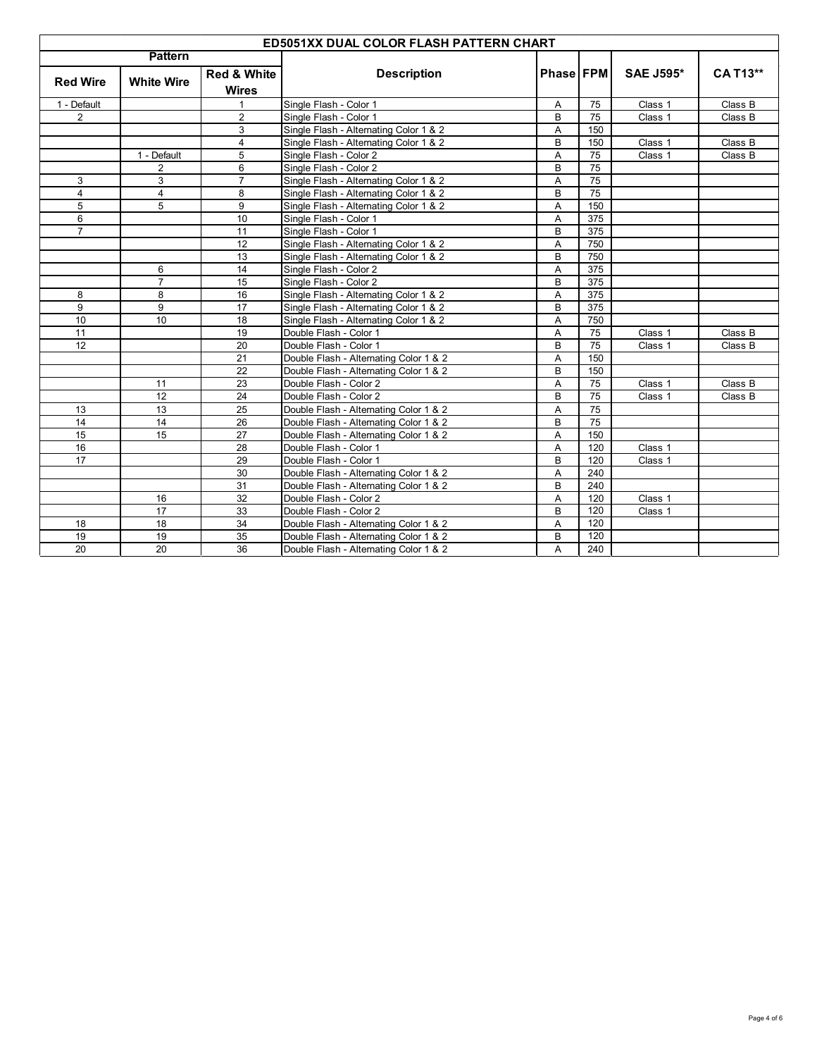| ED5051XX DUAL COLOR FLASH PATTERN CHART | | | | | | | |
|---|---|---|---|---|---|---|---|
| Pattern | | | | | | | |
| Red Wire | White Wire | Red & White Wires | Description | Phase | FPM | SAE J595* | CA T13** |
| 1 - Default | | 1 | Single Flash - Color 1 | A | 75 | Class 1 | Class B |
| 2 | | 2 | Single Flash - Color 1 | B | 75 | Class 1 | Class B |
| | | 3 | Single Flash - Alternating Color 1 & 2 | A | 150 | | |
| | | 4 | Single Flash - Alternating Color 1 & 2 | B | 150 | Class 1 | Class B |
| | 1 - Default | 5 | Single Flash - Color 2 | A | 75 | Class 1 | Class B |
| | 2 | 6 | Single Flash - Color 2 | B | 75 | | |
| 3 | 3 | 7 | Single Flash - Alternating Color 1 & 2 | A | 75 | | |
| 4 | 4 | 8 | Single Flash - Alternating Color 1 & 2 | B | 75 | | |
| 5 | 5 | 9 | Single Flash - Alternating Color 1 & 2 | A | 150 | | |
| 6 | | 10 | Single Flash - Color 1 | A | 375 | | |
| 7 | | 11 | Single Flash - Color 1 | B | 375 | | |
| | | 12 | Single Flash - Alternating Color 1 & 2 | A | 750 | | |
| | | 13 | Single Flash - Alternating Color 1 & 2 | B | 750 | | |
| | 6 | 14 | Single Flash - Color 2 | A | 375 | | |
| | 7 | 15 | Single Flash - Color 2 | B | 375 | | |
| 8 | 8 | 16 | Single Flash - Alternating Color 1 & 2 | A | 375 | | |
| 9 | 9 | 17 | Single Flash - Alternating Color 1 & 2 | B | 375 | | |
| 10 | 10 | 18 | Single Flash - Alternating Color 1 & 2 | A | 750 | | |
| 11 | | 19 | Double Flash - Color 1 | A | 75 | Class 1 | Class B |
| 12 | | 20 | Double Flash - Color 1 | B | 75 | Class 1 | Class B |
| | | 21 | Double Flash - Alternating Color 1 & 2 | A | 150 | | |
| | | 22 | Double Flash - Alternating Color 1 & 2 | B | 150 | | |
| | 11 | 23 | Double Flash - Color 2 | A | 75 | Class 1 | Class B |
| | 12 | 24 | Double Flash - Color 2 | B | 75 | Class 1 | Class B |
| 13 | 13 | 25 | Double Flash - Alternating Color 1 & 2 | A | 75 | | |
| 14 | 14 | 26 | Double Flash - Alternating Color 1 & 2 | B | 75 | | |
| 15 | 15 | 27 | Double Flash - Alternating Color 1 & 2 | A | 150 | | |
| 16 | | 28 | Double Flash - Color 1 | A | 120 | Class 1 | |
| 17 | | 29 | Double Flash - Color 1 | B | 120 | Class 1 | |
| | | 30 | Double Flash - Alternating Color 1 & 2 | A | 240 | | |
| | | 31 | Double Flash - Alternating Color 1 & 2 | B | 240 | | |
| | 16 | 32 | Double Flash - Color 2 | A | 120 | Class 1 | |
| | 17 | 33 | Double Flash - Color 2 | B | 120 | Class 1 | |
| 18 | 18 | 34 | Double Flash - Alternating Color 1 & 2 | A | 120 | | |
| 19 | 19 | 35 | Double Flash - Alternating Color 1 & 2 | B | 120 | | |
| 20 | 20 | 36 | Double Flash - Alternating Color 1 & 2 | A | 240 | | |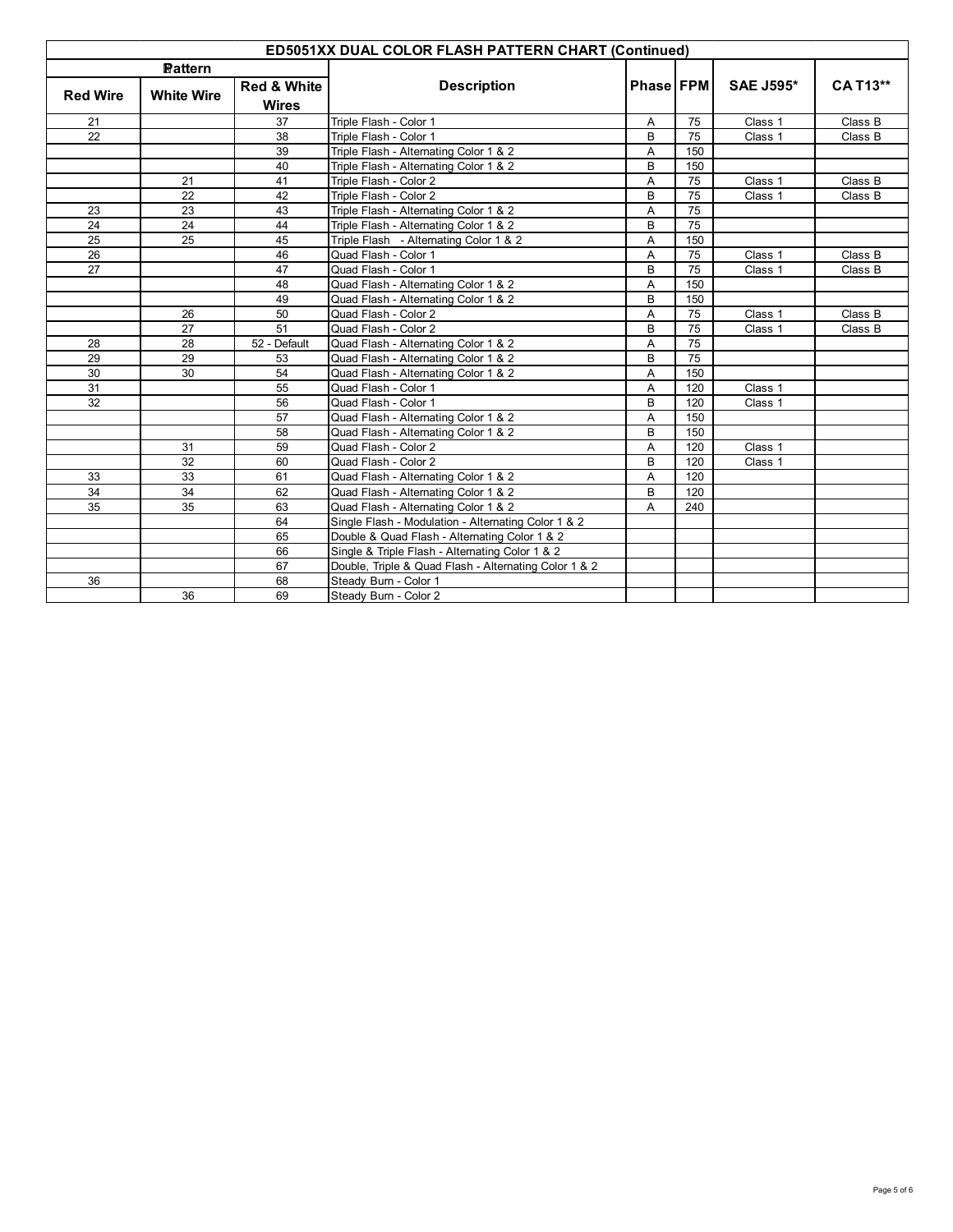| ED5051XX DUAL COLOR FLASH PATTERN CHART (Continued) | | | | | | | |
|---|---|---|---|---|---|---|---|
| Pattern | | | Description | Phase | FPM | SAE J595* | CA T13** |
| Red Wire | White Wire | Red & White Wires | | | | | |
| 21 | | 37 | Triple Flash - Color 1 | A | 75 | Class 1 | Class B |
| 22 | | 38 | Triple Flash - Color 1 | B | 75 | Class 1 | Class B |
| | | 39 | Triple Flash - Alternating Color 1 & 2 | A | 150 | | |
| | | 40 | Triple Flash - Alternating Color 1 & 2 | B | 150 | | |
| | 21 | 41 | Triple Flash - Color 2 | A | 75 | Class 1 | Class B |
| | 22 | 42 | Triple Flash - Color 2 | B | 75 | Class 1 | Class B |
| 23 | 23 | 43 | Triple Flash - Alternating Color 1 & 2 | A | 75 | | |
| 24 | 24 | 44 | Triple Flash - Alternating Color 1 & 2 | B | 75 | | |
| 25 | 25 | 45 | Triple Flash - Alternating Color 1 & 2 | A | 150 | | |
| 26 | | 46 | Quad Flash - Color 1 | A | 75 | Class 1 | Class B |
| 27 | | 47 | Quad Flash - Color 1 | B | 75 | Class 1 | Class B |
| | | 48 | Quad Flash - Alternating Color 1 & 2 | A | 150 | | |
| | | 49 | Quad Flash - Alternating Color 1 & 2 | B | 150 | | |
| | 26 | 50 | Quad Flash - Color 2 | A | 75 | Class 1 | Class B |
| | 27 | 51 | Quad Flash - Color 2 | B | 75 | Class 1 | Class B |
| 28 | 28 | 52 - Default | Quad Flash - Alternating Color 1 & 2 | A | 75 | | |
| 29 | 29 | 53 | Quad Flash - Alternating Color 1 & 2 | B | 75 | | |
| 30 | 30 | 54 | Quad Flash - Alternating Color 1 & 2 | A | 150 | | |
| 31 | | 55 | Quad Flash - Color 1 | A | 120 | Class 1 | |
| 32 | | 56 | Quad Flash - Color 1 | B | 120 | Class 1 | |
| | | 57 | Quad Flash - Alternating Color 1 & 2 | A | 150 | | |
| | | 58 | Quad Flash - Alternating Color 1 & 2 | B | 150 | | |
| | 31 | 59 | Quad Flash - Color 2 | A | 120 | Class 1 | |
| | 32 | 60 | Quad Flash - Color 2 | B | 120 | Class 1 | |
| 33 | 33 | 61 | Quad Flash - Alternating Color 1 & 2 | A | 120 | | |
| 34 | 34 | 62 | Quad Flash - Alternating Color 1 & 2 | B | 120 | | |
| 35 | 35 | 63 | Quad Flash - Alternating Color 1 & 2 | A | 240 | | |
| | | 64 | Single Flash - Modulation - Alternating Color 1 & 2 | | | | |
| | | 65 | Double & Quad Flash - Alternating Color 1 & 2 | | | | |
| | | 66 | Single & Triple Flash - Alternating Color 1 & 2 | | | | |
| | | 67 | Double, Triple & Quad Flash - Alternating Color 1 & 2 | | | | |
| 36 | | 68 | Steady Burn - Color 1 | | | | |
| | 36 | 69 | Steady Burn - Color 2 | | | | |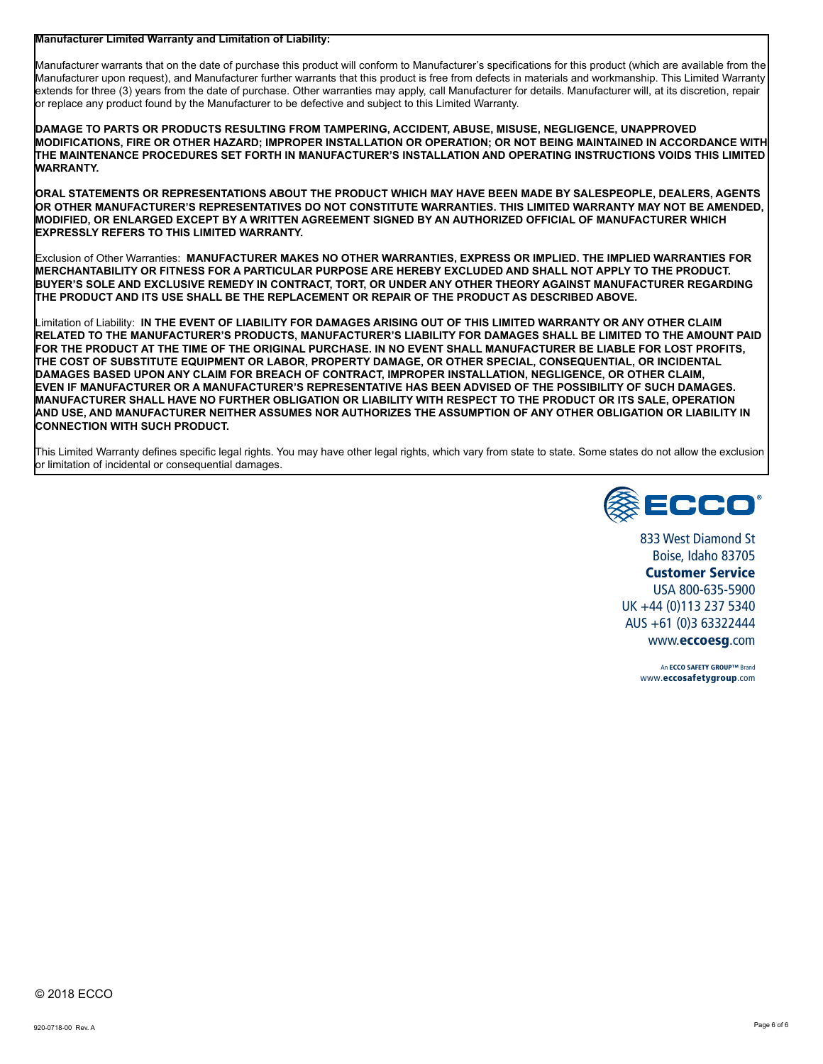**Manufacturer Limited Warranty and Limitation of Liability:**

Manufacturer warrants that on the date of purchase this product will conform to Manufacturer's specifications for this product (which are available from the Manufacturer upon request), and Manufacturer further warrants that this product is free from defects in materials and workmanship. This Limited Warranty extends for three (3) years from the date of purchase. Other warranties may apply, call Manufacturer for details. Manufacturer will, at its discretion, repair or replace any product found by the Manufacturer to be defective and subject to this Limited Warranty.

**DAMAGE TO PARTS OR PRODUCTS RESULTING FROM TAMPERING, ACCIDENT, ABUSE, MISUSE, NEGLIGENCE, UNAPPROVED MODIFICATIONS, FIRE OR OTHER HAZARD; IMPROPER INSTALLATION OR OPERATION; OR NOT BEING MAINTAINED IN ACCORDANCE WITH THE MAINTENANCE PROCEDURES SET FORTH IN MANUFACTURER'S INSTALLATION AND OPERATING INSTRUCTIONS VOIDS THIS LIMITED WARRANTY.**

**ORAL STATEMENTS OR REPRESENTATIONS ABOUT THE PRODUCT WHICH MAY HAVE BEEN MADE BY SALESPEOPLE, DEALERS, AGENTS OR OTHER MANUFACTURER'S REPRESENTATIVES DO NOT CONSTITUTE WARRANTIES. THIS LIMITED WARRANTY MAY NOT BE AMENDED, MODIFIED, OR ENLARGED EXCEPT BY A WRITTEN AGREEMENT SIGNED BY AN AUTHORIZED OFFICIAL OF MANUFACTURER WHICH EXPRESSLY REFERS TO THIS LIMITED WARRANTY.**

Exclusion of Other Warranties: **MANUFACTURER MAKES NO OTHER WARRANTIES, EXPRESS OR IMPLIED. THE IMPLIED WARRANTIES FOR MERCHANTABILITY OR FITNESS FOR A PARTICULAR PURPOSE ARE HEREBY EXCLUDED AND SHALL NOT APPLY TO THE PRODUCT. BUYER'S SOLE AND EXCLUSIVE REMEDY IN CONTRACT, TORT, OR UNDER ANY OTHER THEORY AGAINST MANUFACTURER REGARDING THE PRODUCT AND ITS USE SHALL BE THE REPLACEMENT OR REPAIR OF THE PRODUCT AS DESCRIBED ABOVE.**

Limitation of Liability: **IN THE EVENT OF LIABILITY FOR DAMAGES ARISING OUT OF THIS LIMITED WARRANTY OR ANY OTHER CLAIM RELATED TO THE MANUFACTURER'S PRODUCTS, MANUFACTURER'S LIABILITY FOR DAMAGES SHALL BE LIMITED TO THE AMOUNT PAID FOR THE PRODUCT AT THE TIME OF THE ORIGINAL PURCHASE. IN NO EVENT SHALL MANUFACTURER BE LIABLE FOR LOST PROFITS, THE COST OF SUBSTITUTE EQUIPMENT OR LABOR, PROPERTY DAMAGE, OR OTHER SPECIAL, CONSEQUENTIAL, OR INCIDENTAL DAMAGES BASED UPON ANY CLAIM FOR BREACH OF CONTRACT, IMPROPER INSTALLATION, NEGLIGENCE, OR OTHER CLAIM, EVEN IF MANUFACTURER OR A MANUFACTURER'S REPRESENTATIVE HAS BEEN ADVISED OF THE POSSIBILITY OF SUCH DAMAGES. MANUFACTURER SHALL HAVE NO FURTHER OBLIGATION OR LIABILITY WITH RESPECT TO THE PRODUCT OR ITS SALE, OPERATION AND USE, AND MANUFACTURER NEITHER ASSUMES NOR AUTHORIZES THE ASSUMPTION OF ANY OTHER OBLIGATION OR LIABILITY IN CONNECTION WITH SUCH PRODUCT.**

This Limited Warranty defines specific legal rights. You may have other legal rights, which vary from state to state. Some states do not allow the exclusion or limitation of incidental or consequential damages.

ECCO®

833 West Diamond St
Boise, Idaho 83705

**Customer Service**

USA 800-635-5900
UK +44 (0)113 237 5340
AUS +61 (0)3 63322444
www.**eccoesg**.com

An **ECCO SAFETY GROUP™** Brand
www.**eccosafetygroup**.com

© 2018 ECCO

920-0718-00 Rev. A